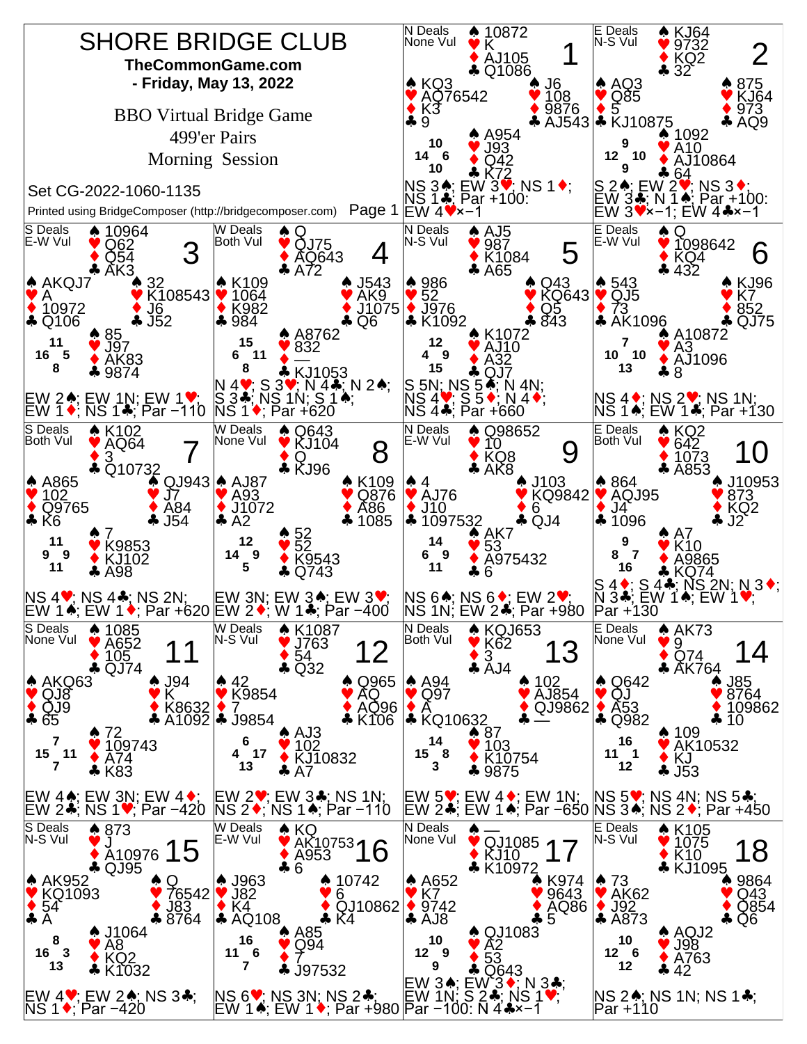# SHORE BRIDGE CLUB

**TheCommonGame.com**

**- Friday, May 13, 2022**

BBO Virtual Bridge Game

499'er Pairs

Morning Session

Set CG-2022-1060-1135

Printed using BridgeComposer (http://bridgecomposer.com)

---

## Board 1

N Deals, None Vul

- **North:** ♠ 10872 ♥ K ♦ AJ105 ♣ Q1086
- **West:** ♠ KQ3 ♥ AQ76542 ♦ K3 ♣ 9
- **East:** ♠ J6 ♥ 108 ♦ 9876 ♣ AJ543
- **South:** ♠ A954 ♥ J93 ♦ Q42 ♣ K72

HCP: N 10, W 14, E 6, S 10

NS 3♠; EW 3♥; NS 1♦; NS 1♣; Par +100: EW 4♥×−1

## Board 2

E Deals, N-S Vul

- **North:** ♠ KJ64 ♥ 9732 ♦ KQ2 ♣ 32
- **West:** ♠ AQ3 ♥ Q85 ♦ 5 ♣ KJ10875
- **East:** ♠ 875 ♥ KJ64 ♦ 973 ♣ AQ9
- **South:** ♠ 1092 ♥ A10 ♦ AJ10864 ♣ 64

HCP: N 9, W 12, E 10, S 9

S 2♠; EW 2♥; NS 3♦; EW 3♣; N 1♠; Par +100: EW 3♥×−1; EW 4♣×−1

## Board 3

S Deals, E-W Vul

- **North:** ♠ 10964 ♥ Q62 ♦ Q54 ♣ AK3
- **West:** ♠ AKQJ7 ♥ A ♦ 10972 ♣ Q106
- **East:** ♠ 32 ♥ K108543 ♦ J6 ♣ J52
- **South:** ♠ 85 ♥ J97 ♦ AK83 ♣ 9874

HCP: N 11, W 16, E 5, S 8

EW 2♠; EW 1N; EW 1♥; EW 1♦; NS 1♣; Par −110

## Board 4

W Deals, Both Vul

- **North:** ♠ Q ♥ QJ75 ♦ AQ643 ♣ A72
- **West:** ♠ K109 ♥ 1064 ♦ K982 ♣ 984
- **East:** ♠ J543 ♥ AK9 ♦ J1075 ♣ Q6
- **South:** ♠ A8762 ♥ 832 ♦ — ♣ KJ1053

HCP: N 15, W 6, E 11, S 8

N 4♥; S 3♥; N 4♣; N 2♠; S 3♣; NS 1N; S 1♠; NS 1♦; Par +620

## Board 5

N Deals, N-S Vul

- **North:** ♠ AJ5 ♥ 987 ♦ K1084 ♣ A65
- **West:** ♠ 986 ♥ 52 ♦ J976 ♣ K1092
- **East:** ♠ Q43 ♥ KQ643 ♦ Q5 ♣ 843
- **South:** ♠ K1072 ♥ AJ10 ♦ A32 ♣ QJ7

HCP: N 12, W 4, E 9, S 15

S 5N; NS 5♠; N 4N; NS 4♥; S 5♦; N 4♦; NS 4♣; Par +660

## Board 6

E Deals, E-W Vul

- **North:** ♠ Q ♥ 1098642 ♦ KQ4 ♣ 432
- **West:** ♠ 543 ♥ QJ5 ♦ 73 ♣ AK1096
- **East:** ♠ KJ96 ♥ K7 ♦ 852 ♣ QJ75
- **South:** ♠ A10872 ♥ A3 ♦ AJ1096 ♣ 8

HCP: N 7, W 10, E 10, S 13

NS 4♦; NS 2♥; NS 1N; NS 1♠; EW 1♣; Par +130

## Board 7

S Deals, Both Vul

- **North:** ♠ K102 ♥ AQ64 ♦ 3 ♣ Q10732
- **West:** ♠ A865 ♥ 102 ♦ Q9765 ♣ K6
- **East:** ♠ QJ943 ♥ J7 ♦ A84 ♣ J54
- **South:** ♠ 7 ♥ K9853 ♦ KJ102 ♣ A98

HCP: N 11, W 9, E 9, S 11

NS 4♥; NS 4♣; NS 2N; EW 1♠; EW 1♦; Par +620

## Board 8

W Deals, None Vul

- **North:** ♠ Q643 ♥ KJ104 ♦ Q ♣ KJ96
- **West:** ♠ AJ87 ♥ A93 ♦ J1072 ♣ A2
- **East:** ♠ K109 ♥ Q876 ♦ A86 ♣ 1085
- **South:** ♠ 52 ♥ 52 ♦ K9543 ♣ Q743

HCP: N 12, W 14, E 9, S 5

EW 3N; EW 3♠; EW 3♥; EW 2♦; W 1♣; Par −400

## Board 9

N Deals, E-W Vul

- **North:** ♠ Q98652 ♥ 10 ♦ KQ8 ♣ AK8
- **West:** ♠ 4 ♥ AJ76 ♦ J10 ♣ 1097532
- **East:** ♠ J103 ♥ KQ9842 ♦ 6 ♣ QJ4
- **South:** ♠ AK7 ♥ 53 ♦ A975432 ♣ 6

HCP: N 14, W 6, E 9, S 11

NS 6♠; NS 6♦; EW 2♥; NS 1N; EW 2♣; Par +980

## Board 10

E Deals, Both Vul

- **North:** ♠ KQ2 ♥ 642 ♦ 1073 ♣ A853
- **West:** ♠ 864 ♥ AQJ95 ♦ J4 ♣ 1096
- **East:** ♠ J10953 ♥ 873 ♦ KQ2 ♣ J2
- **South:** ♠ A7 ♥ K10 ♦ A9865 ♣ KQ74

HCP: N 9, W 8, E 7, S 16

S 4♦; S 4♣; NS 2N; N 3♦; N 3♣; EW 1♠; EW 1♥; Par +130

## Board 11

S Deals, None Vul

- **North:** ♠ 1085 ♥ A652 ♦ 105 ♣ QJ74
- **West:** ♠ AKQ63 ♥ QJ8 ♦ QJ9 ♣ 65
- **East:** ♠ J94 ♥ K ♦ K8632 ♣ A1092
- **South:** ♠ 72 ♥ 109743 ♦ A74 ♣ K83

HCP: N 7, W 15, E 11, S 7

EW 4♠; EW 3N; EW 4♦; EW 2♣; NS 1♥; Par −420

## Board 12

W Deals, N-S Vul

- **North:** ♠ K1087 ♥ J763 ♦ 54 ♣ Q32
- **West:** ♠ 42 ♥ K9854 ♦ 7 ♣ J9854
- **East:** ♠ Q965 ♥ AQ ♦ AQ96 ♣ K106
- **South:** ♠ AJ3 ♥ 102 ♦ KJ10832 ♣ A7

HCP: N 6, W 4, E 17, S 13

EW 2♥; EW 3♣; NS 1N; NS 2♦; NS 1♠; Par −110

## Board 13

N Deals, Both Vul

- **North:** ♠ KQJ653 ♥ K62 ♦ 3 ♣ AJ4
- **West:** ♠ A94 ♥ Q97 ♦ A ♣ KQ10632
- **East:** ♠ 102 ♥ AJ854 ♦ QJ9862 ♣ —
- **South:** ♠ 87 ♥ 103 ♦ K10754 ♣ 9875

HCP: N 14, W 15, E 8, S 3

EW 5♥; EW 4♦; EW 1N; EW 2♣; EW 1♠; Par −650

## Board 14

E Deals, None Vul

- **North:** ♠ AK73 ♥ 9 ♦ Q74 ♣ AK764
- **West:** ♠ Q642 ♥ QJ ♦ A53 ♣ Q982
- **East:** ♠ J85 ♥ 8764 ♦ 109862 ♣ 10
- **South:** ♠ 109 ♥ AK10532 ♦ KJ ♣ J53

HCP: N 16, W 11, E 1, S 12

NS 5♥; NS 4N; NS 5♣; NS 3♠; NS 2♦; Par +450

## Board 15

S Deals, N-S Vul

- **North:** ♠ 873 ♥ J ♦ A10976 ♣ QJ95
- **West:** ♠ AK952 ♥ KQ1093 ♦ 54 ♣ A
- **East:** ♠ Q ♥ 76542 ♦ J83 ♣ 8764
- **South:** ♠ J1064 ♥ A8 ♦ KQ2 ♣ K1032

HCP: N 8, W 16, E 3, S 13

EW 4♥; EW 2♠; NS 3♣; NS 1♦; Par −420

## Board 16

W Deals, E-W Vul

- **North:** ♠ KQ ♥ AK10753 ♦ A953 ♣ 6
- **West:** ♠ J963 ♥ J82 ♦ K4 ♣ AQ108
- **East:** ♠ 10742 ♥ 6 ♦ QJ10862 ♣ K4
- **South:** ♠ A85 ♥ Q94 ♦ 7 ♣ J97532

HCP: N 16, W 11, E 6, S 7

NS 6♥; NS 3N; NS 2♣; EW 1♠; EW 1♦; Par +980

## Board 17

N Deals, None Vul

- **North:** ♠ — ♥ QJ1085 ♦ KJ10 ♣ K10972
- **West:** ♠ A652 ♥ K7 ♦ 9742 ♣ AJ8
- **East:** ♠ K974 ♥ 9643 ♦ AQ86 ♣ 5
- **South:** ♠ QJ1083 ♥ A2 ♦ 53 ♣ Q643

HCP: N 10, W 12, E 9, S 9

EW 3♠; EW 3♦; N 3♣; EW 1N; S 2♠; NS 1♥; Par −100: N 4♣×−1

## Board 18

E Deals, N-S Vul

- **North:** ♠ K105 ♥ 1075 ♦ K10 ♣ KJ1095
- **West:** ♠ 73 ♥ AK62 ♦ J92 ♣ A873
- **East:** ♠ 9864 ♥ Q43 ♦ Q854 ♣ Q6
- **South:** ♠ AQJ2 ♥ J98 ♦ A763 ♣ 42

HCP: N 10, W 12, E 6, S 12

NS 2♠; NS 1N; NS 1♣; Par +110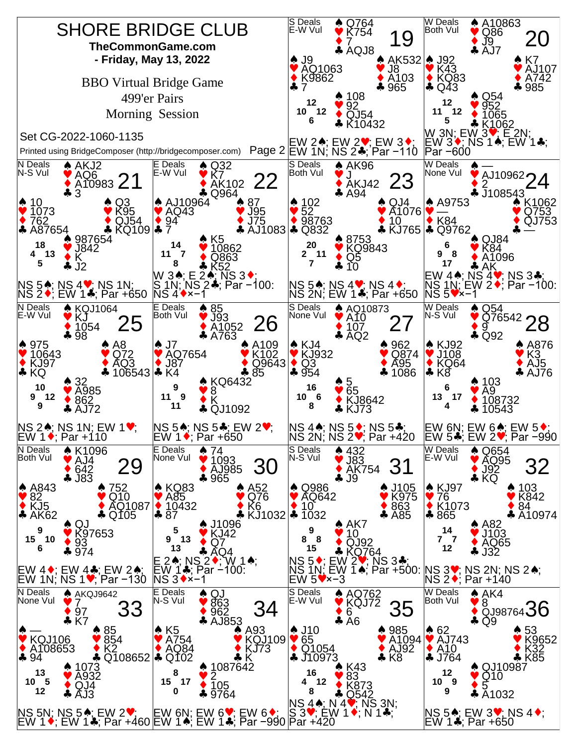# SHORE BRIDGE CLUB

**TheCommonGame.com**

**- Friday, May 13, 2022**

BBO Virtual Bridge Game

499'er Pairs

Morning Session

Set CG-2022-1060-1135

Printed using BridgeComposer (http://bridgecomposer.com)

---

## Board 19
S Deals, E-W Vul

North: ♠ Q764 ♥ K754 ♦ 7 ♣ AQJ8
West: ♠ J9 ♥ AQ1063 ♦ K9862 ♣ 7
East: ♠ AK532 ♥ J8 ♦ A103 ♣ 965
South: ♠ 108 ♥ 92 ♦ QJ54 ♣ K10432

HCP: N 12, W 10, E 12, S 6

EW 2♠; EW 2♥; EW 3♦; EW 1N; NS 2♣; Par −110

## Board 20
W Deals, Both Vul

North: ♠ A10863 ♥ Q86 ♦ J9 ♣ AJ7
West: ♠ J92 ♥ K43 ♦ KQ83 ♣ Q43
East: ♠ K7 ♥ AJ107 ♦ A742 ♣ 985
South: ♠ Q54 ♥ 952 ♦ 1065 ♣ K1062

HCP: N 12, W 11, E 12, S 5

W 3N; EW 3♥; E 2N; EW 3♦; NS 1♠; EW 1♣; Par −600

## Board 21
N Deals, N-S Vul

North: ♠ AKJ2 ♥ AQ6 ♦ A10983 ♣ 3
West: ♠ 10 ♥ 1073 ♦ 762 ♣ A87654
East: ♠ Q3 ♥ K95 ♦ QJ54 ♣ KQ109
South: ♠ 987654 ♥ J842 ♦ K ♣ J2

HCP: N 18, W 4, E 13, S 5

NS 5♠; NS 4♥; NS 1N; NS 2♦; EW 1♣; Par +650

## Board 22
E Deals, E-W Vul

North: ♠ Q32 ♥ K7 ♦ AK102 ♣ Q964
West: ♠ AJ10964 ♥ AQ43 ♦ 94 ♣ 7
East: ♠ 87 ♥ J95 ♦ J75 ♣ AJ1083
South: ♠ K5 ♥ 10862 ♦ Q863 ♣ K52

HCP: N 14, W 11, E 7, S 8

W 3♠; E 2♠; NS 3♦; S 1N; NS 2♣; Par −100: NS 4♦×−1

## Board 23
S Deals, Both Vul

North: ♠ AK96 ♥ J ♦ AKJ42 ♣ A94
West: ♠ 102 ♥ 52 ♦ 98763 ♣ Q832
East: ♠ QJ4 ♥ A1076 ♦ 10 ♣ KJ765
South: ♠ 8753 ♥ KQ9843 ♦ Q5 ♣ 10

HCP: N 20, W 2, E 11, S 7

NS 5♠; NS 4♥; NS 4♦; NS 2N; EW 1♣; Par +650

## Board 24
W Deals, None Vul

North: ♠ — ♥ AJ10962 ♦ 2 ♣ J108543
West: ♠ A9753 ♥ — ♦ K84 ♣ Q9762
East: ♠ K1062 ♥ Q753 ♦ QJ753 ♣ —
South: ♠ QJ84 ♥ K84 ♦ A1096 ♣ AK

HCP: N 6, W 9, E 8, S 17

EW 4♠; NS 4♥; NS 3♣; NS 1N; EW 2♦; Par −100: NS 5♥×−1

## Board 25
N Deals, E-W Vul

North: ♠ KQJ1064 ♥ KJ ♦ 1054 ♣ 98
West: ♠ 975 ♥ 10643 ♦ KJ97 ♣ KQ
East: ♠ A8 ♥ Q72 ♦ AQ3 ♣ 106543
South: ♠ 32 ♥ A985 ♦ 862 ♣ AJ72

HCP: N 10, W 9, E 12, S 9

NS 2♠; NS 1N; EW 1♥; EW 1♦; Par +110

## Board 26
E Deals, Both Vul

North: ♠ 85 ♥ J93 ♦ A1052 ♣ A763
West: ♠ J7 ♥ AQ7654 ♦ J87 ♣ K4
East: ♠ A109 ♥ K102 ♦ Q9643 ♣ 85
South: ♠ KQ6432 ♥ 8 ♦ K ♣ QJ1092

HCP: N 9, W 11, E 9, S 11

NS 5♠; NS 5♣; EW 2♥; EW 1♦; Par +650

## Board 27
S Deals, None Vul

North: ♠ AQ10873 ♥ A10 ♦ 107 ♣ AQ2
West: ♠ KJ4 ♥ KJ932 ♦ Q3 ♣ 954
East: ♠ 962 ♥ Q874 ♦ A95 ♣ 1086
South: ♠ 5 ♥ 65 ♦ KJ8642 ♣ KJ73

HCP: N 16, W 10, E 6, S 8

NS 4♠; NS 5♦; NS 5♣; NS 2N; NS 2♥; Par +420

## Board 28
W Deals, N-S Vul

North: ♠ Q54 ♥ Q76542 ♦ 9 ♣ Q92
West: ♠ KJ92 ♥ J108 ♦ KQ64 ♣ K8
East: ♠ A876 ♥ K3 ♦ AJ5 ♣ AJ76
South: ♠ 103 ♥ A9 ♦ 108732 ♣ 10543

HCP: N 6, W 13, E 17, S 4

EW 6N; EW 6♠; EW 5♦; EW 5♣; EW 2♥; Par −990

## Board 29
N Deals, Both Vul

North: ♠ K1096 ♥ AJ4 ♦ 642 ♣ J83
West: ♠ A843 ♥ 82 ♦ KJ5 ♣ AK62
East: ♠ 752 ♥ Q10 ♦ AQ1087 ♣ Q105
South: ♠ QJ ♥ K97653 ♦ 93 ♣ 974

HCP: N 9, W 15, E 10, S 6

EW 4♦; EW 4♣; EW 2♠; EW 1N; NS 1♥; Par −130

## Board 30
E Deals, None Vul

North: ♠ 74 ♥ 1093 ♦ AJ985 ♣ 965
West: ♠ KQ83 ♥ A85 ♦ 10432 ♣ 87
East: ♠ A52 ♥ Q76 ♦ K6 ♣ KJ1032
South: ♠ J1096 ♥ KJ42 ♦ Q7 ♣ AQ4

HCP: N 5, W 9, E 13, S 13

E 2♠; NS 2♦; W 1♠; EW 1♣; Par −100: NS 3♦×−1

## Board 31
S Deals, N-S Vul

North: ♠ 432 ♥ J83 ♦ AK754 ♣ J9
West: ♠ Q986 ♥ AQ642 ♦ 10 ♣ 1032
East: ♠ J105 ♥ K975 ♦ 863 ♣ A85
South: ♠ AK7 ♥ 10 ♦ QJ92 ♣ KQ764

HCP: N 9, W 8, E 8, S 15

NS 5♦; EW 2♥; NS 3♣; NS 1N; EW 1♠; Par +500: EW 5♥×−3

## Board 32
W Deals, E-W Vul

North: ♠ Q654 ♥ AQ95 ♦ J92 ♣ KQ
West: ♠ KJ97 ♥ 76 ♦ K1073 ♣ 865
East: ♠ 103 ♥ K842 ♦ 84 ♣ A10974
South: ♠ A82 ♥ J103 ♦ AQ65 ♣ J32

HCP: N 14, W 7, E 7, S 12

NS 3♥; NS 2N; NS 2♠; NS 2♦; Par +140

## Board 33
N Deals, None Vul

North: ♠ AKQJ9642 ♥ 7 ♦ 97 ♣ K7
West: ♠ — ♥ KQJ106 ♦ A108653 ♣ 94
East: ♠ 85 ♥ 854 ♦ K2 ♣ Q108652
South: ♠ 1073 ♥ A932 ♦ QJ4 ♣ AJ3

HCP: N 13, W 10, E 5, S 12

NS 5N; NS 5♠; EW 2♥; EW 1♦; EW 1♣; Par +460

## Board 34
E Deals, N-S Vul

North: ♠ QJ ♥ 863 ♦ 962 ♣ AJ853
West: ♠ K5 ♥ A754 ♦ AQ84 ♣ Q102
East: ♠ A93 ♥ KQJ109 ♦ KJ73 ♣ K
South: ♠ 1087642 ♥ 2 ♦ 105 ♣ 9764

HCP: N 8, W 15, E 17, S 0

EW 6N; EW 6♥; EW 6♦; EW 1♠; EW 1♣; Par −990

## Board 35
S Deals, E-W Vul

North: ♠ AQ762 ♥ KQJ72 ♦ 6 ♣ A6
West: ♠ J10 ♥ 65 ♦ Q1054 ♣ J10973
East: ♠ 985 ♥ A1094 ♦ AJ92 ♣ K8
South: ♠ K43 ♥ 83 ♦ K873 ♣ Q542

HCP: N 16, W 4, E 12, S 8

NS 4♠; N 4♥; NS 3N; S 3♥; EW 1♦; N 1♣; Par +420

## Board 36
W Deals, Both Vul

North: ♠ AK4 ♥ 8 ♦ QJ98764 ♣ Q9
West: ♠ 62 ♥ AJ743 ♦ A10 ♣ J764
East: ♠ 53 ♥ K9652 ♦ K32 ♣ K85
South: ♠ QJ10987 ♥ Q10 ♦ 5 ♣ A1032

HCP: N 12, W 10, E 9, S 9

NS 5♠; EW 3♥; NS 4♦; EW 1♣; Par +650